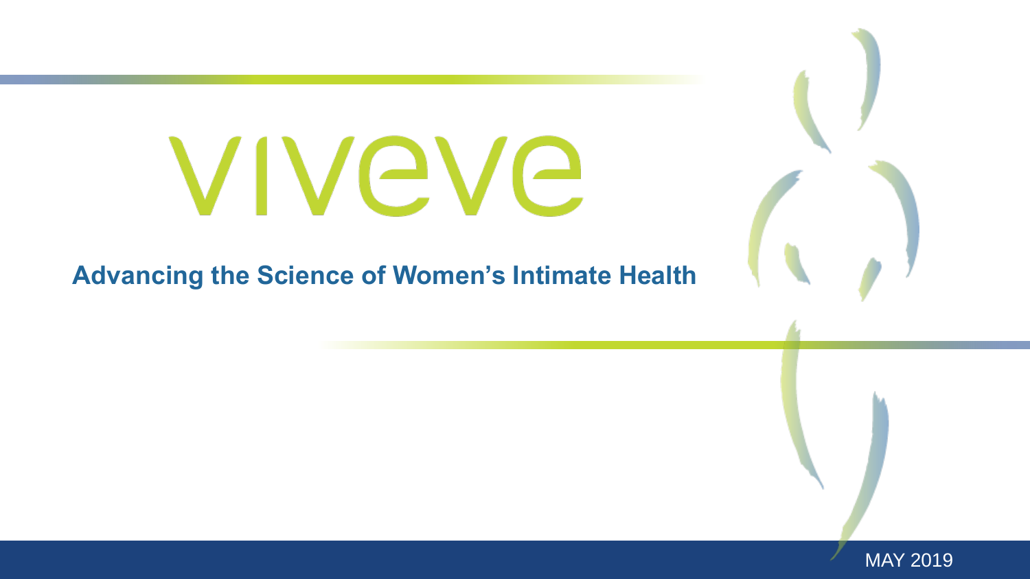# viveve

**Advancing the Science of Women's Intimate Health**

MAY 2019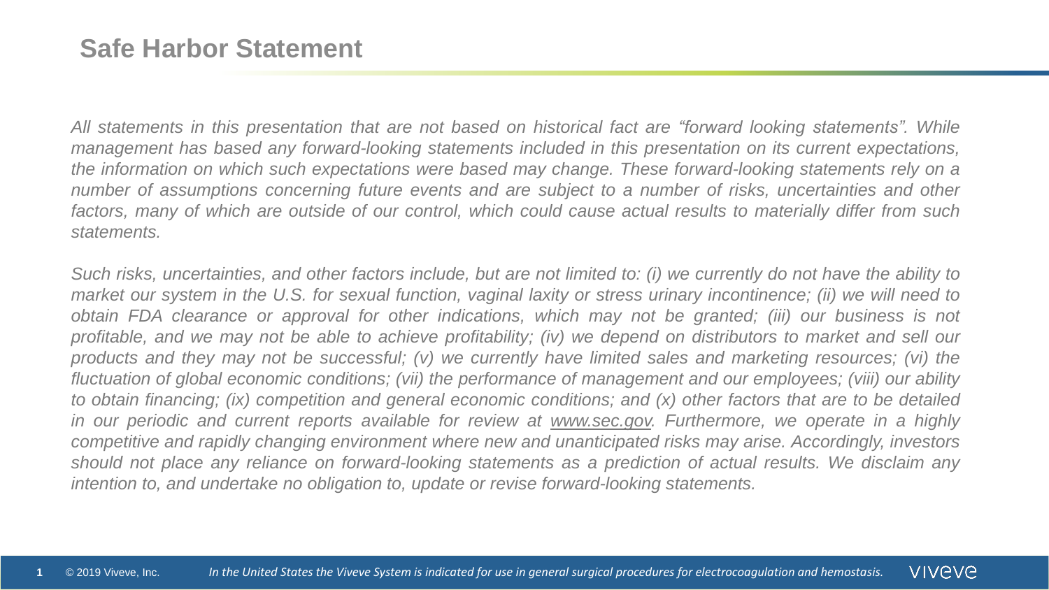## Safe Harbor Statement

*All statements in this presentation that are not based on historical fact are "forward looking statements". While management has based any forward-looking statements included in this presentation on its current expectations, the information on which such expectations were based may change. These forward-looking statements rely on a number of assumptions concerning future events and are subject to a number of risks, uncertainties and other factors, many of which are outside of our control, which could cause actual results to materially differ from such statements.*

*Such risks, uncertainties, and other factors include, but are not limited to: (i) we currently do not have the ability to market our system in the U.S. for sexual function, vaginal laxity or stress urinary incontinence; (ii) we will need to obtain FDA clearance or approval for other indications, which may not be granted; (iii) our business is not profitable, and we may not be able to achieve profitability; (iv) we depend on distributors to market and sell our products and they may not be successful; (v) we currently have limited sales and marketing resources; (vi) the fluctuation of global economic conditions; (vii) the performance of management and our employees; (viii) our ability to obtain financing; (ix) competition and general economic conditions; and (x) other factors that are to be detailed in our periodic and current reports available for review at www.sec.gov. Furthermore, we operate in a highly competitive and rapidly changing environment where new and unanticipated risks may arise. Accordingly, investors should not place any reliance on forward-looking statements as a prediction of actual results. We disclaim any intention to, and undertake no obligation to, update or revise forward-looking statements.*

*In the United States the Viveve System is indicated for use in general surgical procedures for electrocoagulation and hemostasis.*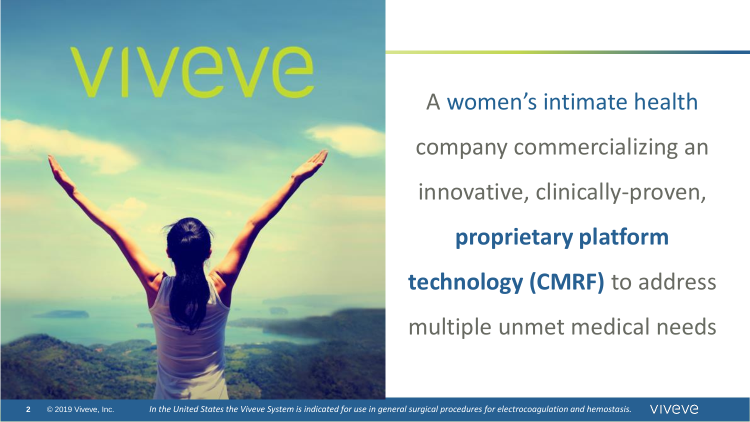viveve

A women's intimate health company commercializing an innovative, clinically-proven, **proprietary platform technology (CMRF)** to address multiple unmet medical needs

*In the United States the Viveve System is indicated for use in general surgical procedures for electrocoagulation and hemostasis.*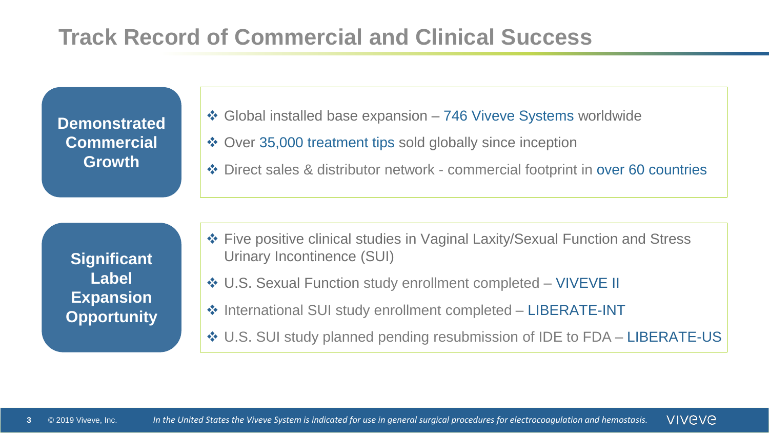# Track Record of Commercial and Clinical Success

**Demonstrated Commercial Growth**

- Global installed base expansion – 746 Viveve Systems worldwide
- Over 35,000 treatment tips sold globally since inception
- Direct sales & distributor network - commercial footprint in over 60 countries

**Significant Label Expansion Opportunity**

- Five positive clinical studies in Vaginal Laxity/Sexual Function and Stress Urinary Incontinence (SUI)
- U.S. Sexual Function study enrollment completed – VIVEVE II
- International SUI study enrollment completed – LIBERATE-INT
- U.S. SUI study planned pending resubmission of IDE to FDA – LIBERATE-US

© 2019 Viveve, Inc.

*In the United States the Viveve System is indicated for use in general surgical procedures for electrocoagulation and hemostasis.*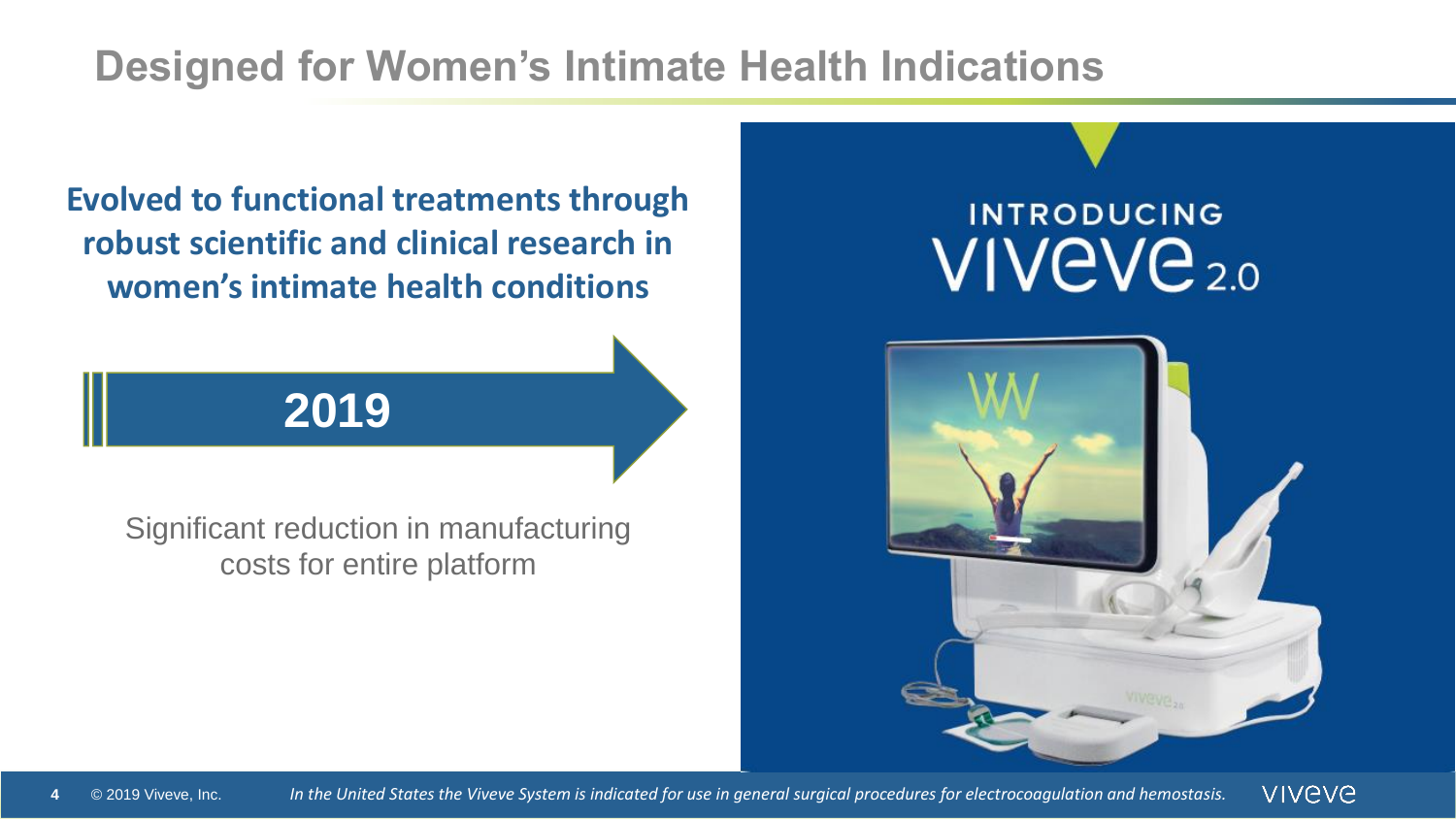# Designed for Women's Intimate Health Indications

**Evolved to functional treatments through robust scientific and clinical research in women's intimate health conditions**

**2019**

Significant reduction in manufacturing costs for entire platform

INTRODUCING VIVEVE 2.0

*In the United States the Viveve System is indicated for use in general surgical procedures for electrocoagulation and hemostasis.*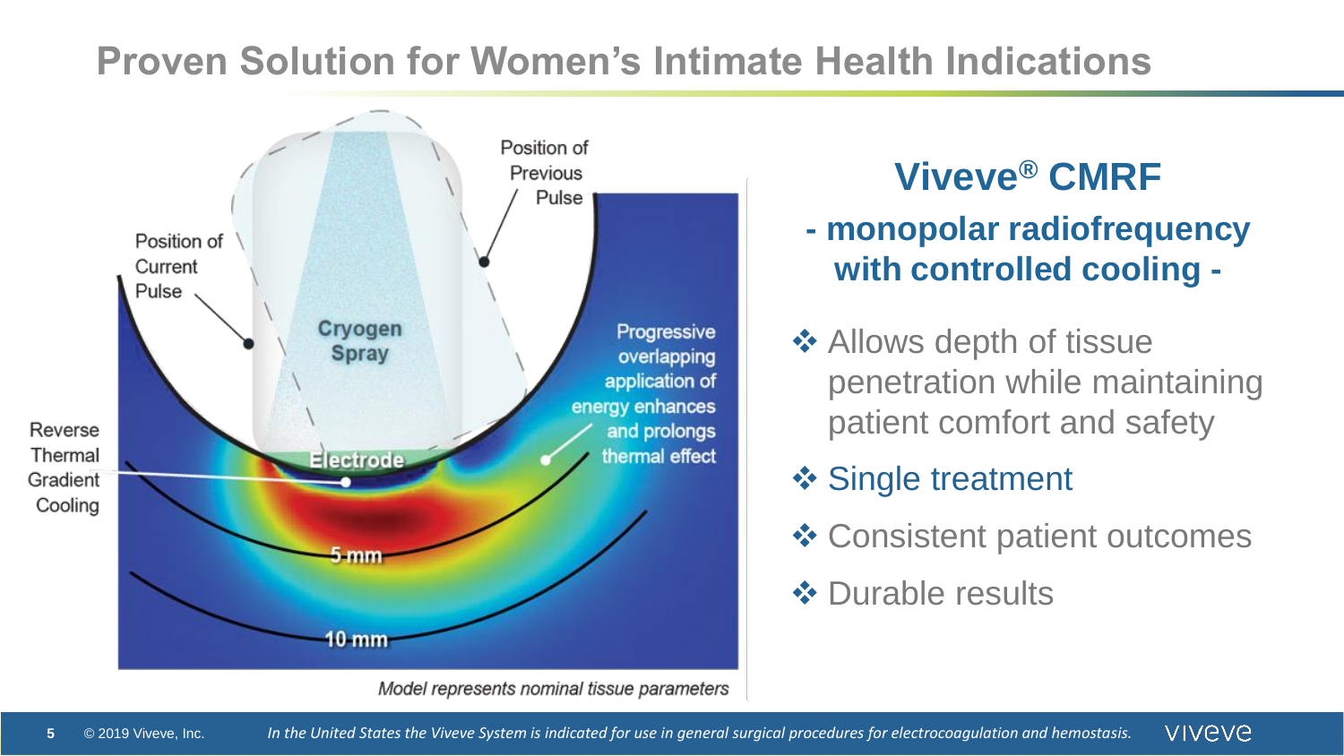# Proven Solution for Women's Intimate Health Indications

Position of Previous Pulse

Position of Current Pulse

Cryogen Spray

Progressive overlapping application of energy enhances and prolongs thermal effect

Reverse Thermal Gradient Cooling

Electrode

5 mm

10 mm

*Model represents nominal tissue parameters*

## Viveve® CMRF

### - monopolar radiofrequency with controlled cooling -

- Allows depth of tissue penetration while maintaining patient comfort and safety
- Single treatment
- Consistent patient outcomes
- Durable results

© 2019 Viveve, Inc.

*In the United States the Viveve System is indicated for use in general surgical procedures for electrocoagulation and hemostasis.*

viveve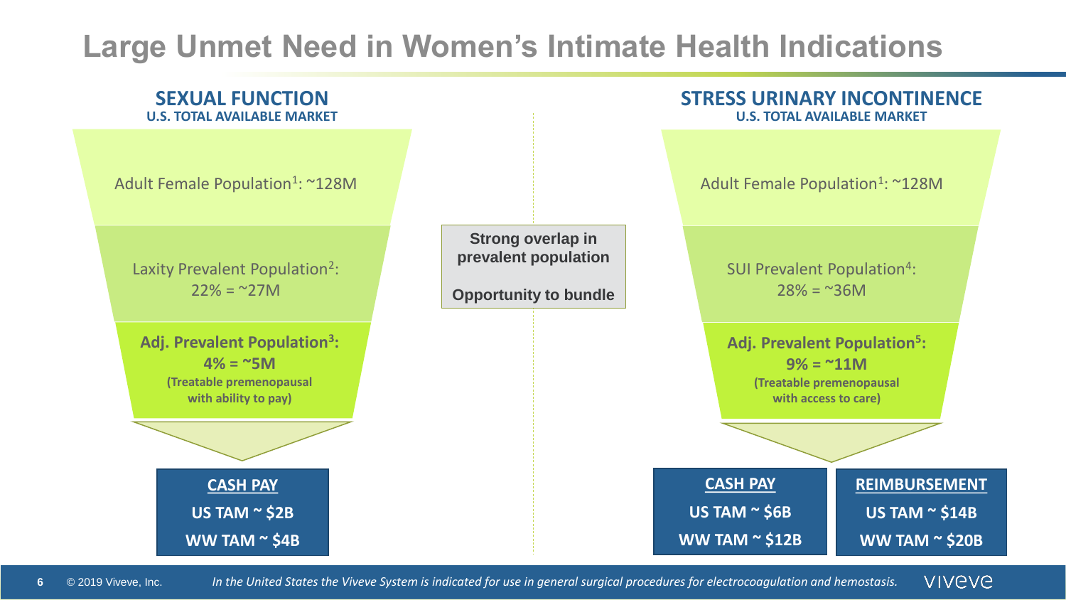# Large Unmet Need in Women's Intimate Health Indications

## SEXUAL FUNCTION

**U.S. TOTAL AVAILABLE MARKET**

Adult Female Population[1]: ~128M

Laxity Prevalent Population[2]: 22% = ~27M

**Adj. Prevalent Population[3]: 4% = ~5M**
**(Treatable premenopausal with ability to pay)**

**CASH PAY**
**US TAM ~ $2B**
**WW TAM ~ $4B**

**Strong overlap in prevalent population**

**Opportunity to bundle**

## STRESS URINARY INCONTINENCE

**U.S. TOTAL AVAILABLE MARKET**

Adult Female Population[1]: ~128M

SUI Prevalent Population[4]: 28% = ~36M

**Adj. Prevalent Population[5]: 9% = ~11M**
**(Treatable premenopausal with access to care)**

| CASH PAY | REIMBURSEMENT |
| --- | --- |
| US TAM ~ $6B | US TAM ~ $14B |
| WW TAM ~ $12B | WW TAM ~ $20B |

© 2019 Viveve, Inc.

*In the United States the Viveve System is indicated for use in general surgical procedures for electrocoagulation and hemostasis.*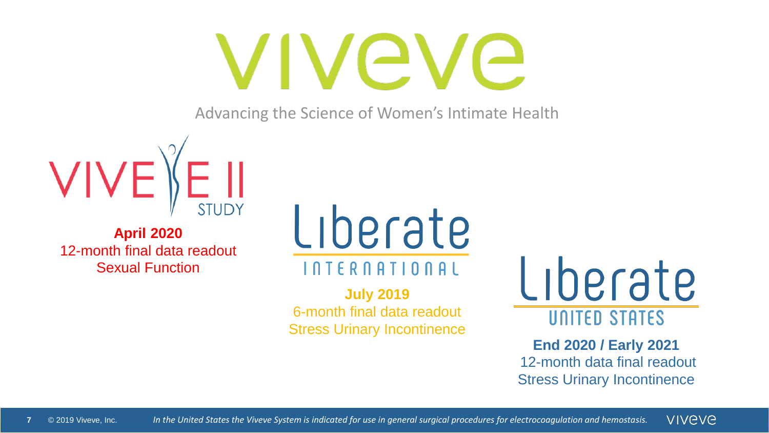# viveve

Advancing the Science of Women's Intimate Health

## VIVEVE II STUDY

**April 2020**
12-month final data readout
Sexual Function

## Liberate INTERNATIONAL

**July 2019**
6-month final data readout
Stress Urinary Incontinence

## Liberate UNITED STATES

**End 2020 / Early 2021**
12-month data final readout
Stress Urinary Incontinence

© 2019 Viveve, Inc.

*In the United States the Viveve System is indicated for use in general surgical procedures for electrocoagulation and hemostasis.*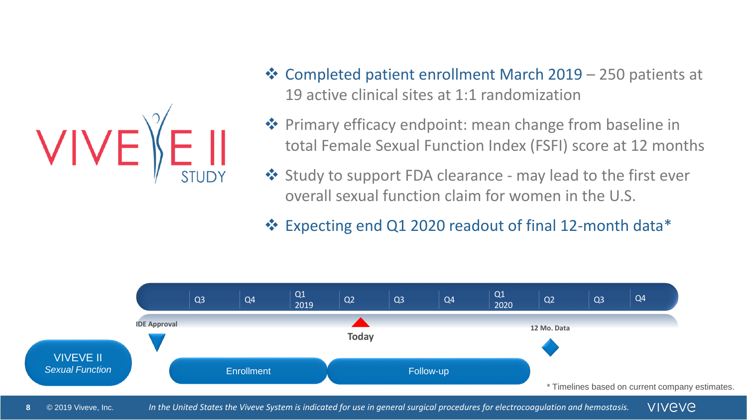# VIVEVE II STUDY

- Completed patient enrollment March 2019 – 250 patients at 19 active clinical sites at 1:1 randomization
- Primary efficacy endpoint: mean change from baseline in total Female Sexual Function Index (FSFI) score at 12 months
- Study to support FDA clearance - may lead to the first ever overall sexual function claim for women in the U.S.
- Expecting end Q1 2020 readout of final 12-month data*

| | Q3 | Q4 | Q1 2019 | Q2 | Q3 | Q4 | Q1 2020 | Q2 | Q3 | Q4 |
|---|---|---|---|---|---|---|---|---|---|---|
| **VIVEVE II** *Sexual Function* | IDE Approval; Enrollment | Enrollment | Enrollment | Today; Follow-up | Follow-up | Follow-up | Follow-up | 12 Mo. Data | | |

\* Timelines based on current company estimates.

© 2019 Viveve, Inc.

*In the United States the Viveve System is indicated for use in general surgical procedures for electrocoagulation and hemostasis.*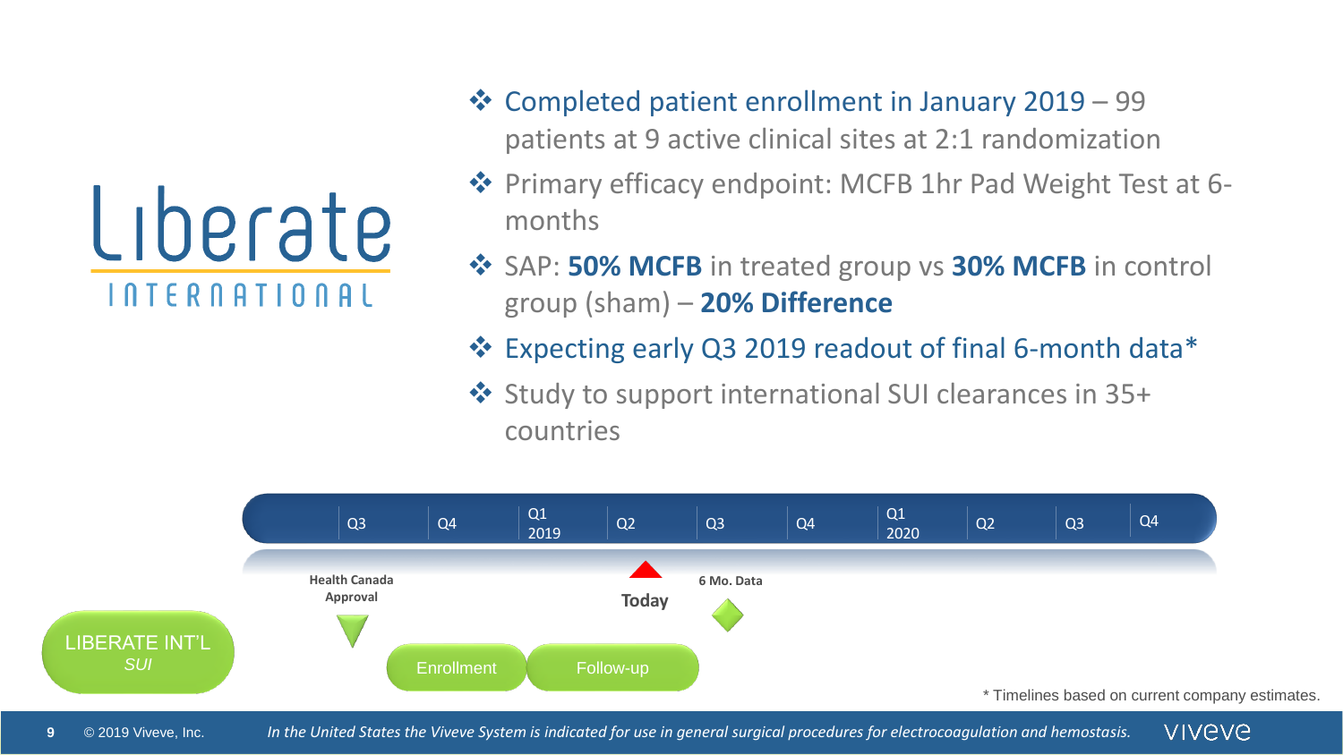# Liberate INTERNATIONAL

- Completed patient enrollment in January 2019 – 99 patients at 9 active clinical sites at 2:1 randomization
- Primary efficacy endpoint: MCFB 1hr Pad Weight Test at 6-months
- SAP: **50% MCFB** in treated group vs **30% MCFB** in control group (sham) – **20% Difference**
- Expecting early Q3 2019 readout of final 6-month data*
- Study to support international SUI clearances in 35+ countries

| | Q3 | Q4 | Q1 2019 | Q2 | Q3 | Q4 | Q1 2020 | Q2 | Q3 | Q4 |
|---|---|---|---|---|---|---|---|---|---|---|
| LIBERATE INT'L *SUI* | Health Canada Approval | Enrollment | Follow-up | Today | 6 Mo. Data | | | | | |

\* Timelines based on current company estimates.

*In the United States the Viveve System is indicated for use in general surgical procedures for electrocoagulation and hemostasis.*

© 2019 Viveve, Inc.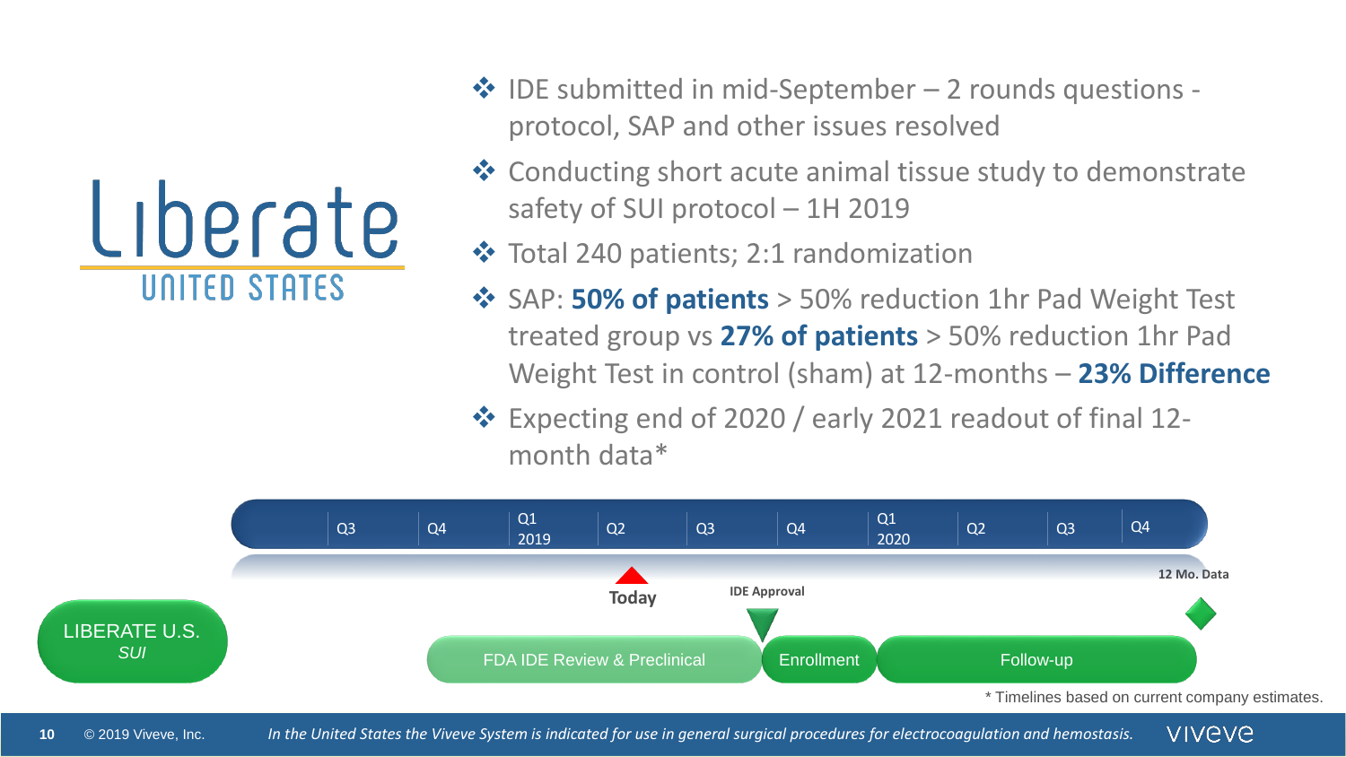# Liberate UNITED STATES

- IDE submitted in mid-September – 2 rounds questions - protocol, SAP and other issues resolved
- Conducting short acute animal tissue study to demonstrate safety of SUI protocol – 1H 2019
- Total 240 patients; 2:1 randomization
- SAP: **50% of patients** > 50% reduction 1hr Pad Weight Test treated group vs **27% of patients** > 50% reduction 1hr Pad Weight Test in control (sham) at 12-months – **23% Difference**
- Expecting end of 2020 / early 2021 readout of final 12-month data*

Q3 | Q4 | Q1 2019 | Q2 | Q3 | Q4 | Q1 2020 | Q2 | Q3 | Q4

Today (Q2 2019) | IDE Approval | 12 Mo. Data

LIBERATE U.S. *SUI*: FDA IDE Review & Preclinical → Enrollment → Follow-up

* Timelines based on current company estimates.

*In the United States the Viveve System is indicated for use in general surgical procedures for electrocoagulation and hemostasis.*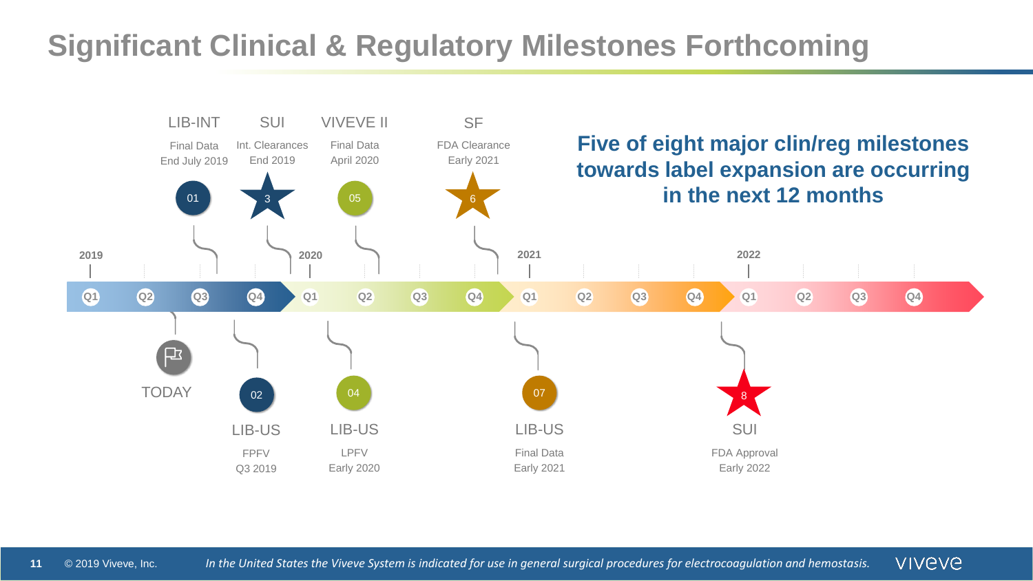# Significant Clinical & Regulatory Milestones Forthcoming

**Five of eight major clin/reg milestones towards label expansion are occurring in the next 12 months**

| # | Program | Milestone | Timing |
|---|---|---|---|
| 01 | LIB-INT | Final Data | End July 2019 |
| 02 | LIB-US | FPFV | Q3 2019 |
| 3 | SUI | Int. Clearances | End 2019 |
| 04 | LIB-US | LPFV | Early 2020 |
| 05 | VIVEVE II | Final Data | April 2020 |
| 6 | SF | FDA Clearance | Early 2021 |
| 07 | LIB-US | Final Data | Early 2021 |
| 8 | SUI | FDA Approval | Early 2022 |

TODAY: Q3 2019

*In the United States the Viveve System is indicated for use in general surgical procedures for electrocoagulation and hemostasis.*

© 2019 Viveve, Inc.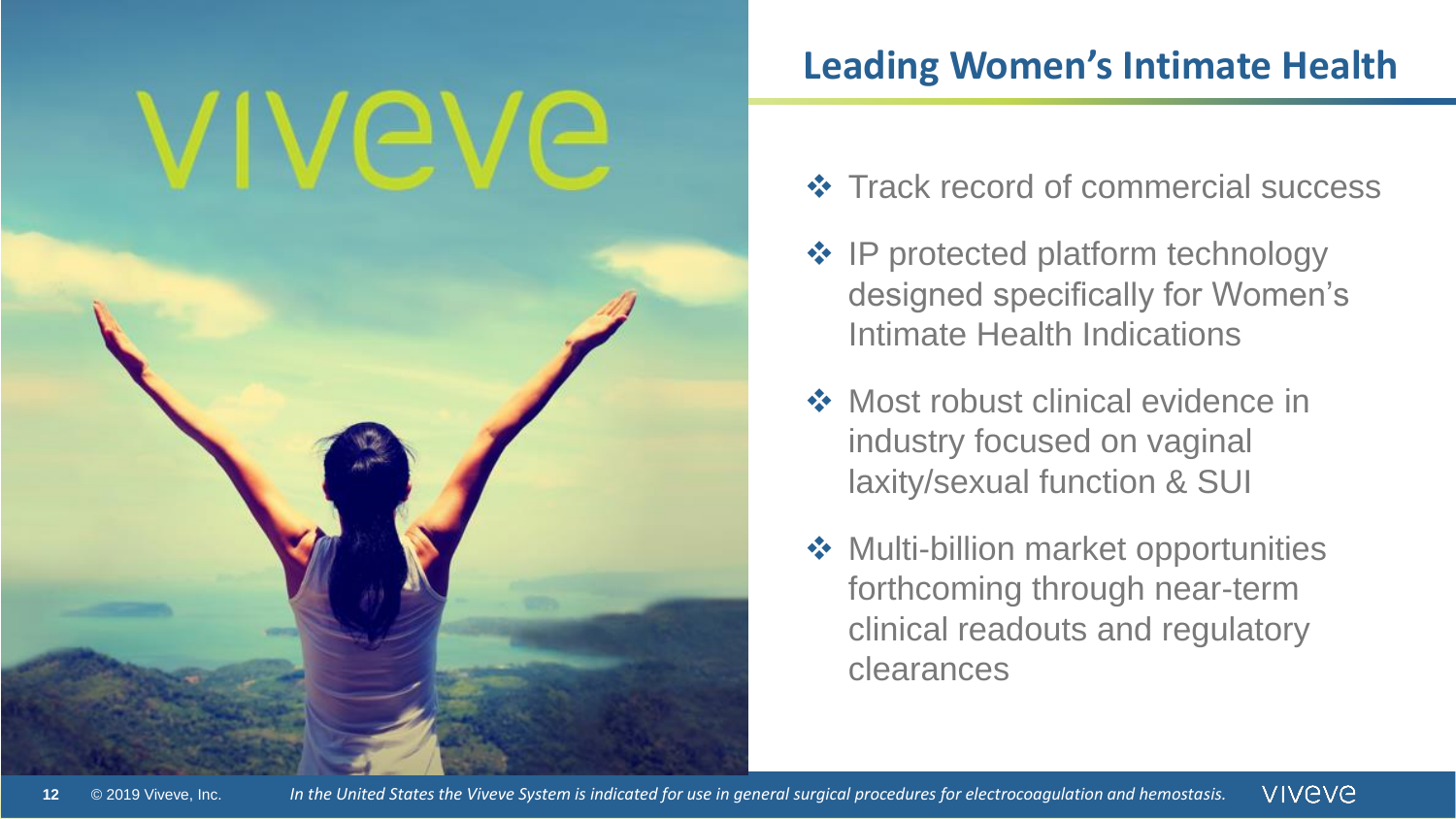## Leading Women's Intimate Health

- Track record of commercial success
- IP protected platform technology designed specifically for Women's Intimate Health Indications
- Most robust clinical evidence in industry focused on vaginal laxity/sexual function & SUI
- Multi-billion market opportunities forthcoming through near-term clinical readouts and regulatory clearances

*In the United States the Viveve System is indicated for use in general surgical procedures for electrocoagulation and hemostasis.*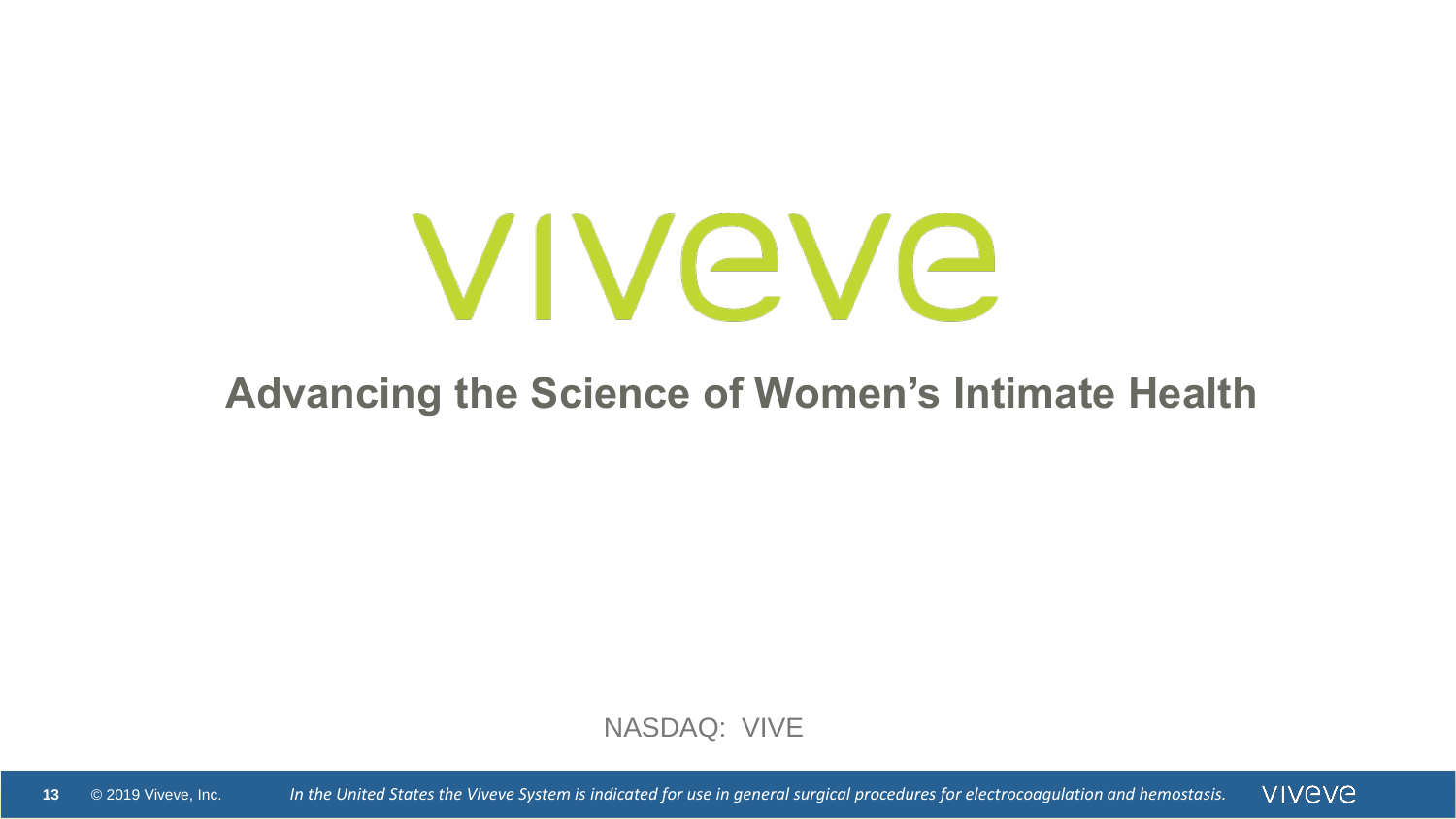# viveve

## Advancing the Science of Women's Intimate Health

NASDAQ: VIVE